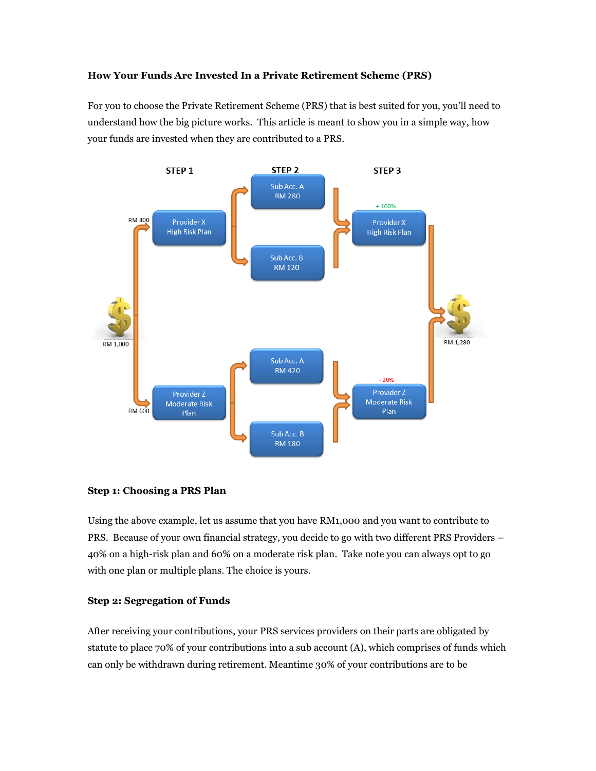**How Your Funds Are Invested In a Private Retirement Scheme (PRS)**

For you to choose the Private Retirement Scheme (PRS) that is best suited for you, you'll need to understand how the big picture works. This article is meant to show you in a simple way, how your funds are invested when they are contributed to a PRS.

| | STEP 1 | STEP 2 | STEP 3 | |
|---|---|---|---|---|
| RM 1,000 | RM 400 → Provider X High Risk Plan | Sub Acc. A RM 280 | + 100% Provider X High Risk Plan | RM 1,280 |
| | | Sub Acc. B RM 120 | | |
| | RM 600 → Provider Z Moderate Risk Plan | Sub Acc. A RM 420 | - 20% Provider Z Moderate Risk Plan | |
| | | Sub Acc. B RM 180 | | |

**Step 1: Choosing a PRS Plan**

Using the above example, let us assume that you have RM1,000 and you want to contribute to PRS. Because of your own financial strategy, you decide to go with two different PRS Providers – 40% on a high-risk plan and 60% on a moderate risk plan. Take note you can always opt to go with one plan or multiple plans. The choice is yours.

**Step 2: Segregation of Funds**

After receiving your contributions, your PRS services providers on their parts are obligated by statute to place 70% of your contributions into a sub account (A), which comprises of funds which can only be withdrawn during retirement. Meantime 30% of your contributions are to be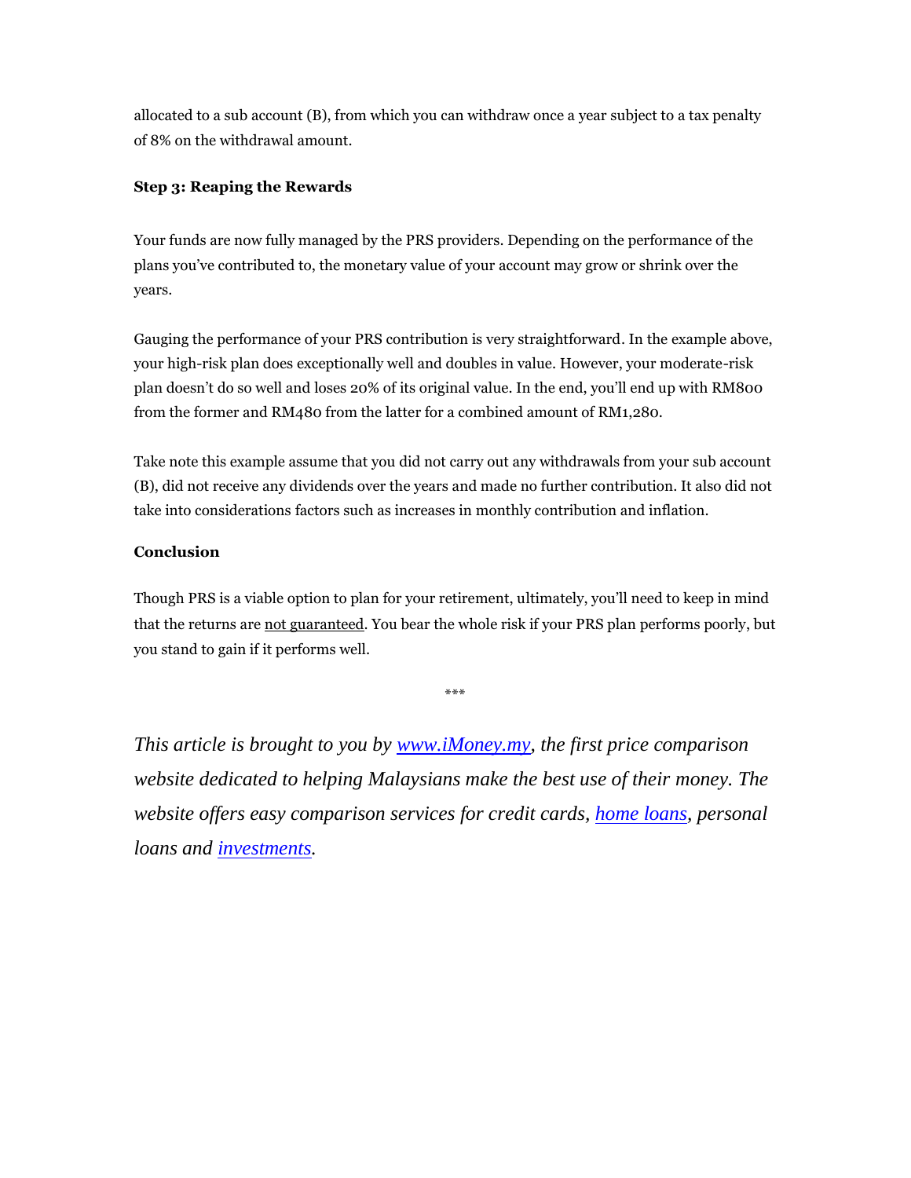allocated to a sub account (B), from which you can withdraw once a year subject to a tax penalty of 8% on the withdrawal amount.

**Step 3: Reaping the Rewards**

Your funds are now fully managed by the PRS providers. Depending on the performance of the plans you've contributed to, the monetary value of your account may grow or shrink over the years.

Gauging the performance of your PRS contribution is very straightforward. In the example above, your high-risk plan does exceptionally well and doubles in value. However, your moderate-risk plan doesn't do so well and loses 20% of its original value. In the end, you'll end up with RM800 from the former and RM480 from the latter for a combined amount of RM1,280.

Take note this example assume that you did not carry out any withdrawals from your sub account (B), did not receive any dividends over the years and made no further contribution. It also did not take into considerations factors such as increases in monthly contribution and inflation.

**Conclusion**

Though PRS is a viable option to plan for your retirement, ultimately, you'll need to keep in mind that the returns are not guaranteed. You bear the whole risk if your PRS plan performs poorly, but you stand to gain if it performs well.

***

*This article is brought to you by [www.iMoney.my](www.iMoney.my), the first price comparison website dedicated to helping Malaysians make the best use of their money. The website offers easy comparison services for credit cards, [home loans](#), personal loans and [investments](#).*